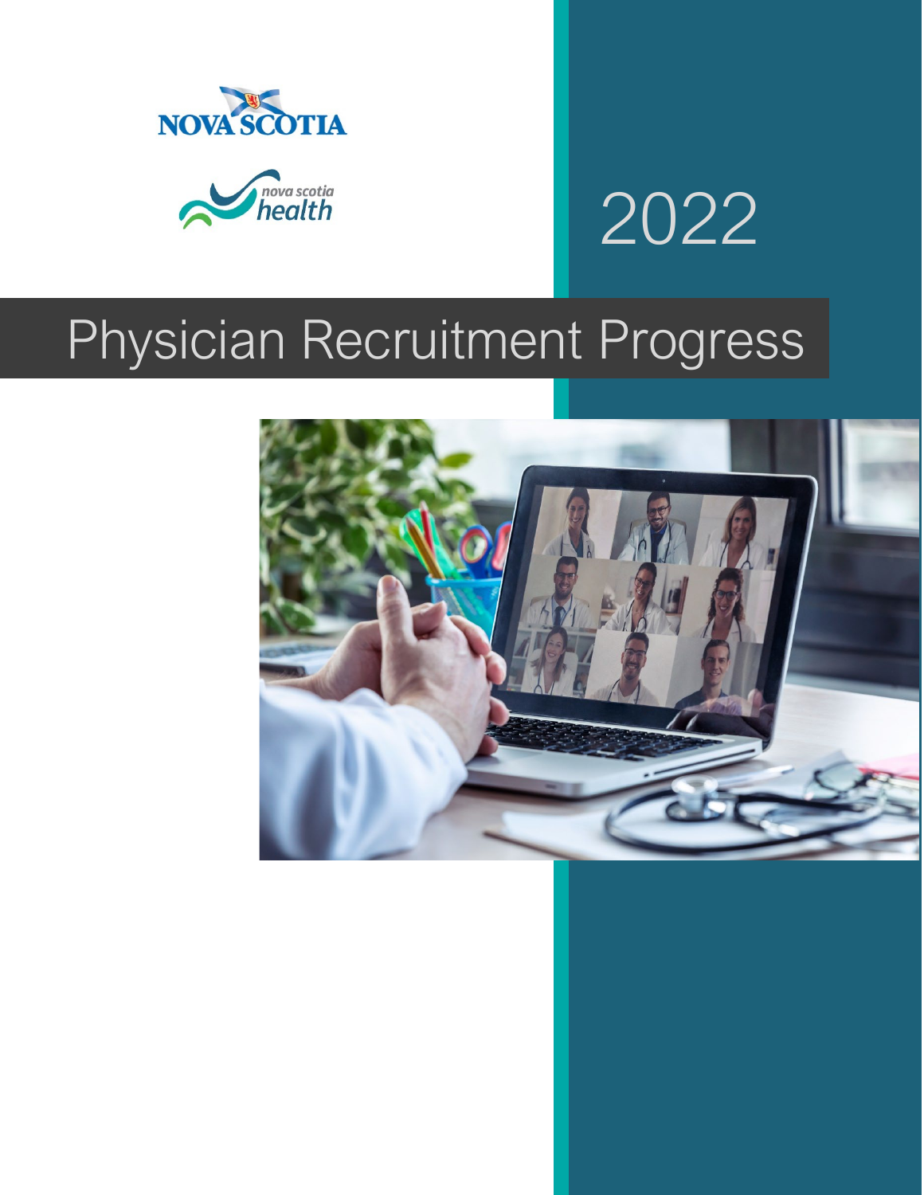NOVA SCOTIA

nova scotia health

2022

# Physician Recruitment Progress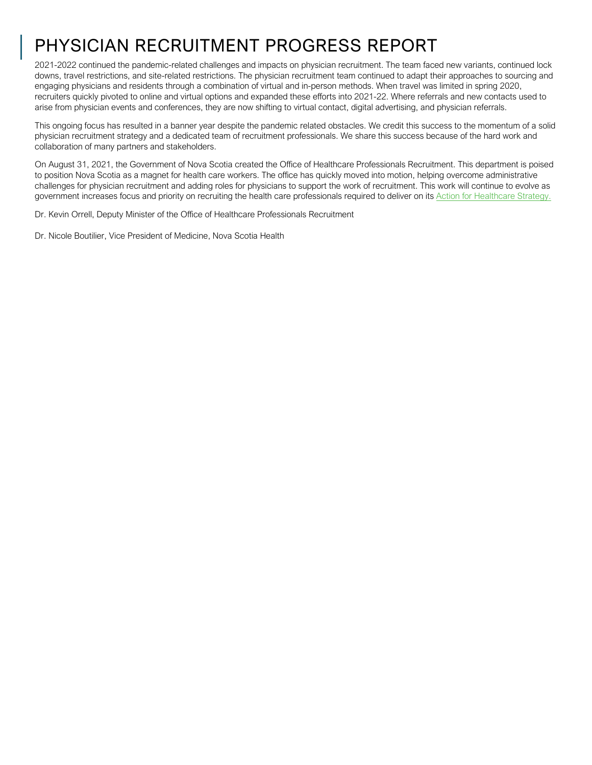# PHYSICIAN RECRUITMENT PROGRESS REPORT

2021-2022 continued the pandemic-related challenges and impacts on physician recruitment. The team faced new variants, continued lock downs, travel restrictions, and site-related restrictions. The physician recruitment team continued to adapt their approaches to sourcing and engaging physicians and residents through a combination of virtual and in-person methods. When travel was limited in spring 2020, recruiters quickly pivoted to online and virtual options and expanded these efforts into 2021-22. Where referrals and new contacts used to arise from physician events and conferences, they are now shifting to virtual contact, digital advertising, and physician referrals.

This ongoing focus has resulted in a banner year despite the pandemic related obstacles. We credit this success to the momentum of a solid physician recruitment strategy and a dedicated team of recruitment professionals. We share this success because of the hard work and collaboration of many partners and stakeholders.

On August 31, 2021, the Government of Nova Scotia created the Office of Healthcare Professionals Recruitment. This department is poised to position Nova Scotia as a magnet for health care workers. The office has quickly moved into motion, helping overcome administrative challenges for physician recruitment and adding roles for physicians to support the work of recruitment. This work will continue to evolve as government increases focus and priority on recruiting the health care professionals required to deliver on its Action for Healthcare Strategy.

Dr. Kevin Orrell, Deputy Minister of the Office of Healthcare Professionals Recruitment

Dr. Nicole Boutilier, Vice President of Medicine, Nova Scotia Health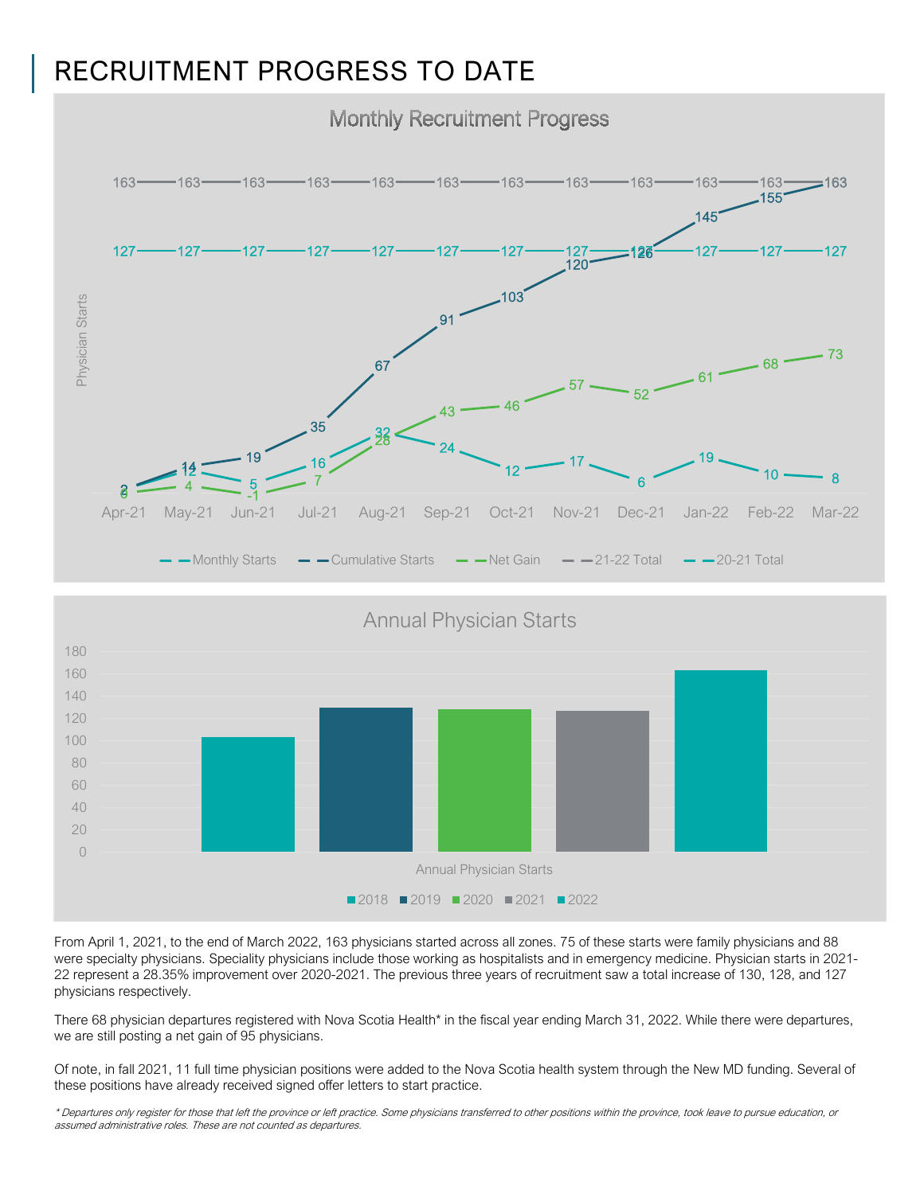# RECRUITMENT PROGRESS TO DATE

From April 1, 2021, to the end of March 2022, 163 physicians started across all zones. 75 of these starts were family physicians and 88 were specialty physicians. Speciality physicians include those working as hospitalists and in emergency medicine. Physician starts in 2021-22 represent a 28.35% improvement over 2020-2021. The previous three years of recruitment saw a total increase of 130, 128, and 127 physicians respectively.

There 68 physician departures registered with Nova Scotia Health* in the fiscal year ending March 31, 2022. While there were departures, we are still posting a net gain of 95 physicians.

Of note, in fall 2021, 11 full time physician positions were added to the Nova Scotia health system through the New MD funding. Several of these positions have already received signed offer letters to start practice.

*\* Departures only register for those that left the province or left practice. Some physicians transferred to other positions within the province, took leave to pursue education, or assumed administrative roles. These are not counted as departures.*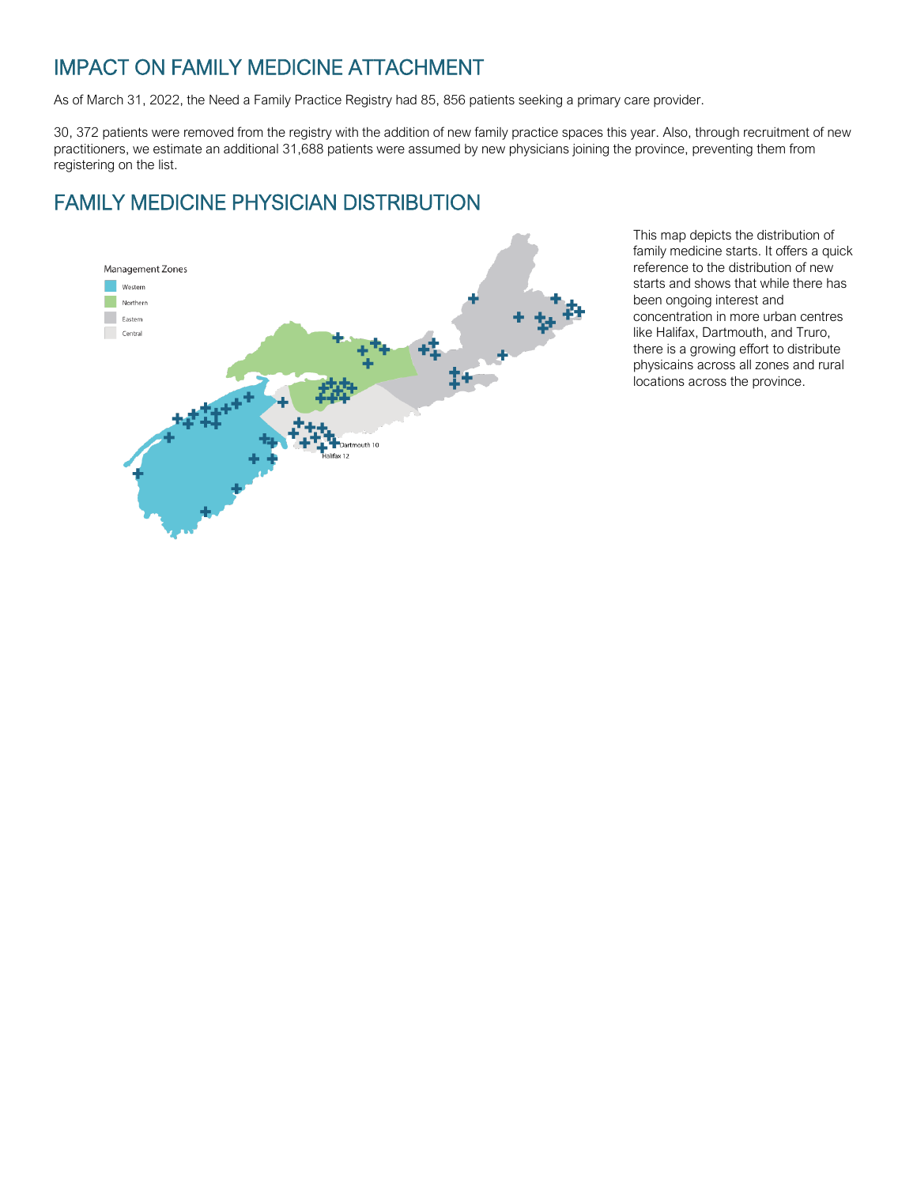## IMPACT ON FAMILY MEDICINE ATTACHMENT

As of March 31, 2022, the Need a Family Practice Registry had 85, 856 patients seeking a primary care provider.

30, 372 patients were removed from the registry with the addition of new family practice spaces this year. Also, through recruitment of new practitioners, we estimate an additional 31,688 patients were assumed by new physicians joining the province, preventing them from registering on the list.

## FAMILY MEDICINE PHYSICIAN DISTRIBUTION

Management Zones

- Western
- Northern
- Eastern
- Central

Dartmouth 10

Halifax 12

This map depicts the distribution of family medicine starts. It offers a quick reference to the distribution of new starts and shows that while there has been ongoing interest and concentration in more urban centres like Halifax, Dartmouth, and Truro, there is a growing effort to distribute physicains across all zones and rural locations across the province.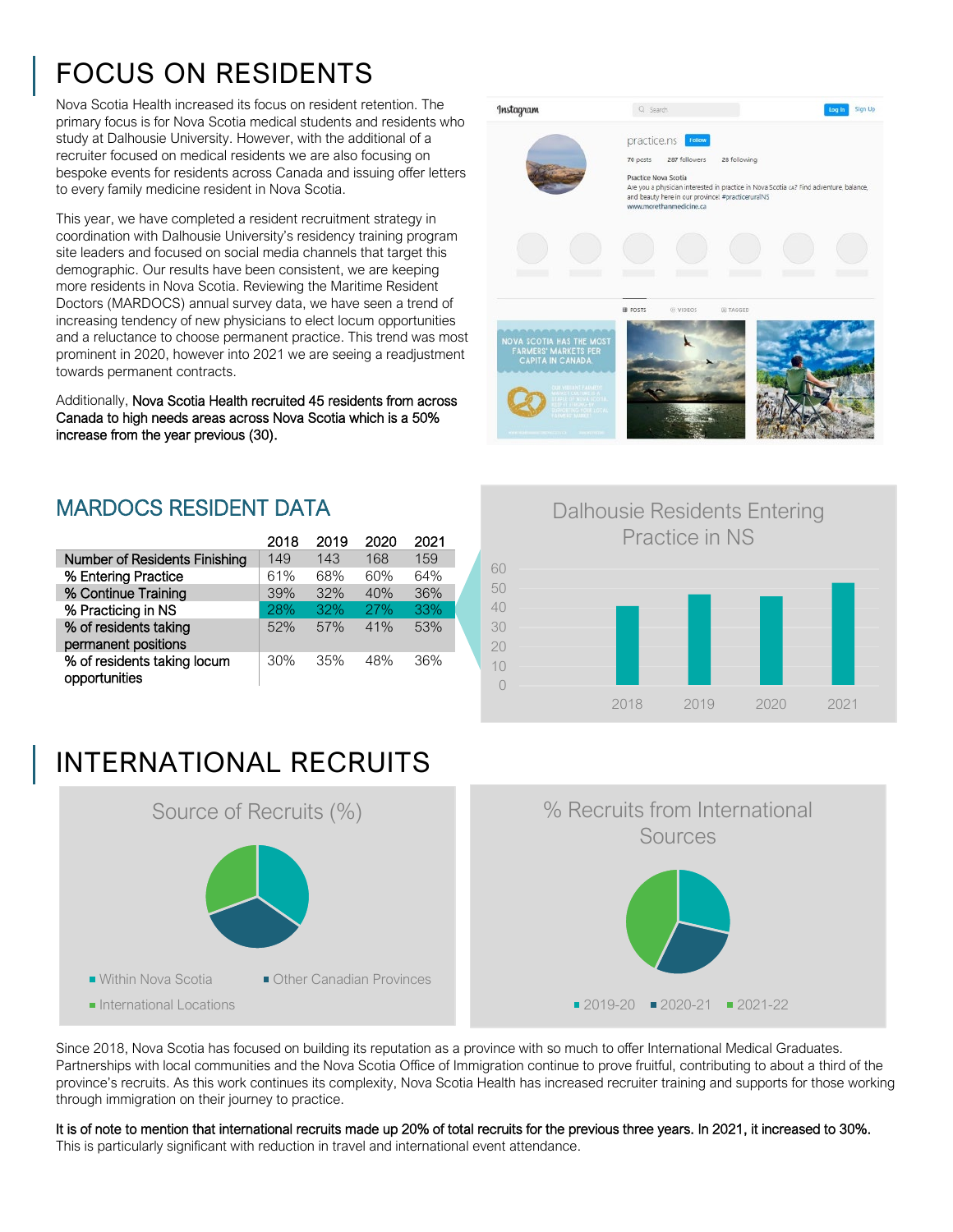# FOCUS ON RESIDENTS

Nova Scotia Health increased its focus on resident retention. The primary focus is for Nova Scotia medical students and residents who study at Dalhousie University. However, with the additional of a recruiter focused on medical residents we are also focusing on bespoke events for residents across Canada and issuing offer letters to every family medicine resident in Nova Scotia.

This year, we have completed a resident recruitment strategy in coordination with Dalhousie University's residency training program site leaders and focused on social media channels that target this demographic. Our results have been consistent, we are keeping more residents in Nova Scotia. Reviewing the Maritime Resident Doctors (MARDOCS) annual survey data, we have seen a trend of increasing tendency of new physicians to elect locum opportunities and a reluctance to choose permanent practice. This trend was most prominent in 2020, however into 2021 we are seeing a readjustment towards permanent contracts.

Additionally, Nova Scotia Health recruited 45 residents from across Canada to high needs areas across Nova Scotia which is a 50% increase from the year previous (30).

## MARDOCS RESIDENT DATA

| | 2018 | 2019 | 2020 | 2021 |
|---|---|---|---|---|
| Number of Residents Finishing | 149 | 143 | 168 | 159 |
| % Entering Practice | 61% | 68% | 60% | 64% |
| % Continue Training | 39% | 32% | 40% | 36% |
| % Practicing in NS | 28% | 32% | 27% | 33% |
| % of residents taking permanent positions | 52% | 57% | 41% | 53% |
| % of residents taking locum opportunities | 30% | 35% | 48% | 36% |

**Dalhousie Residents Entering Practice in NS**

# INTERNATIONAL RECRUITS

**Source of Recruits (%)** — Within Nova Scotia; Other Canadian Provinces; International Locations

**% Recruits from International Sources** — 2019-20; 2020-21; 2021-22

Since 2018, Nova Scotia has focused on building its reputation as a province with so much to offer International Medical Graduates. Partnerships with local communities and the Nova Scotia Office of Immigration continue to prove fruitful, contributing to about a third of the province's recruits. As this work continues its complexity, Nova Scotia Health has increased recruiter training and supports for those working through immigration on their journey to practice.

It is of note to mention that international recruits made up 20% of total recruits for the previous three years. In 2021, it increased to 30%. This is particularly significant with reduction in travel and international event attendance.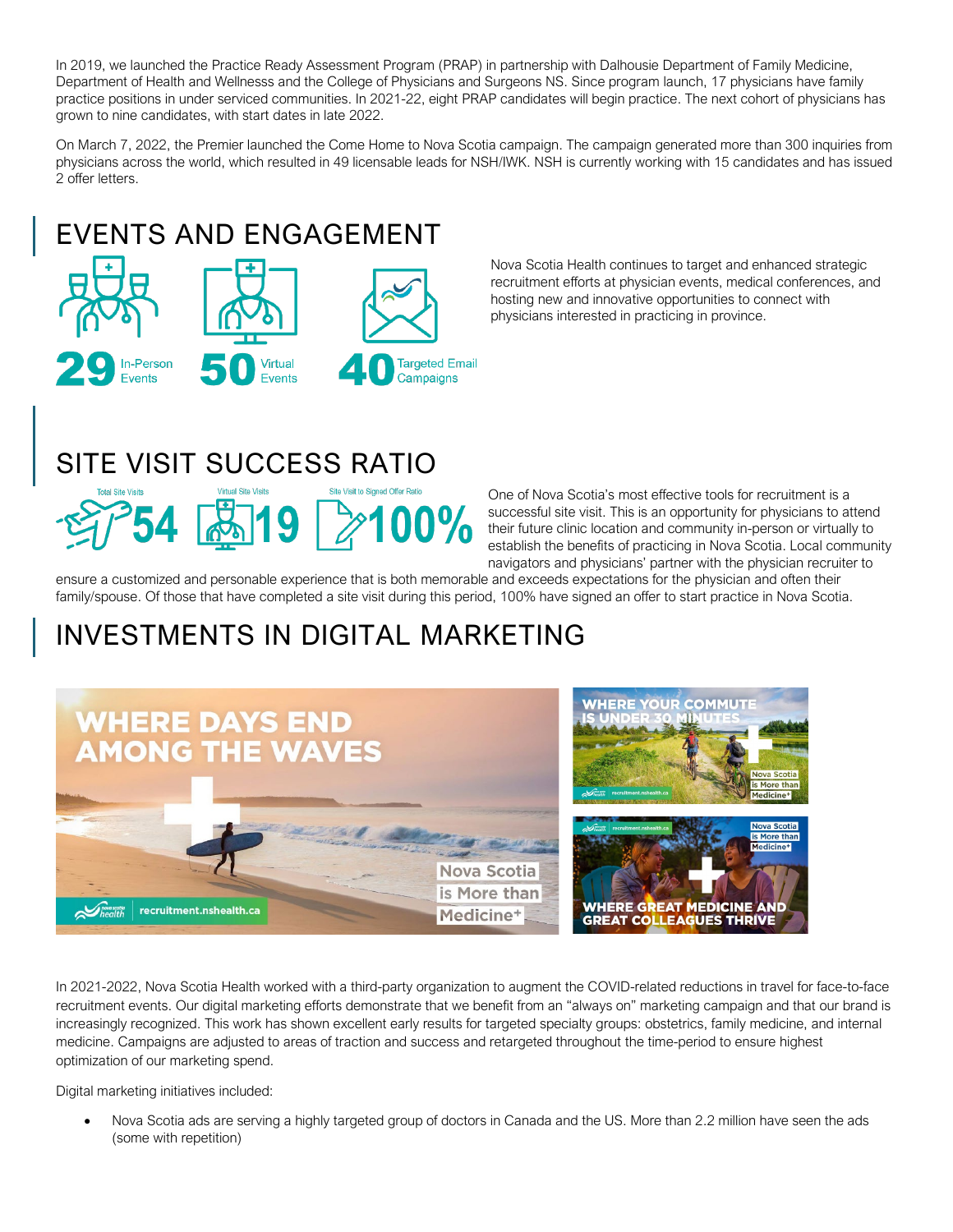In 2019, we launched the Practice Ready Assessment Program (PRAP) in partnership with Dalhousie Department of Family Medicine, Department of Health and Wellnesss and the College of Physicians and Surgeons NS. Since program launch, 17 physicians have family practice positions in under serviced communities. In 2021-22, eight PRAP candidates will begin practice. The next cohort of physicians has grown to nine candidates, with start dates in late 2022.

On March 7, 2022, the Premier launched the Come Home to Nova Scotia campaign. The campaign generated more than 300 inquiries from physicians across the world, which resulted in 49 licensable leads for NSH/IWK. NSH is currently working with 15 candidates and has issued 2 offer letters.

## EVENTS AND ENGAGEMENT

**29** In-Person Events

**50** Virtual Events

**40** Targeted Email Campaigns

Nova Scotia Health continues to target and enhanced strategic recruitment efforts at physician events, medical conferences, and hosting new and innovative opportunities to connect with physicians interested in practicing in province.

## SITE VISIT SUCCESS RATIO

Total Site Visits **54**

Virtual Site Visits **19**

Site Visit to Signed Offer Ratio **100%**

One of Nova Scotia's most effective tools for recruitment is a successful site visit. This is an opportunity for physicians to attend their future clinic location and community in-person or virtually to establish the benefits of practicing in Nova Scotia. Local community navigators and physicians' partner with the physician recruiter to ensure a customized and personable experience that is both memorable and exceeds expectations for the physician and often their family/spouse. Of those that have completed a site visit during this period, 100% have signed an offer to start practice in Nova Scotia.

## INVESTMENTS IN DIGITAL MARKETING

WHERE DAYS END AMONG THE WAVES

Nova Scotia is More than Medicine+

recruitment.nshealth.ca

WHERE YOUR COMMUTE IS UNDER 30 MINUTES

WHERE GREAT MEDICINE AND GREAT COLLEAGUES THRIVE

In 2021-2022, Nova Scotia Health worked with a third-party organization to augment the COVID-related reductions in travel for face-to-face recruitment events. Our digital marketing efforts demonstrate that we benefit from an "always on" marketing campaign and that our brand is increasingly recognized. This work has shown excellent early results for targeted specialty groups: obstetrics, family medicine, and internal medicine. Campaigns are adjusted to areas of traction and success and retargeted throughout the time-period to ensure highest optimization of our marketing spend.

Digital marketing initiatives included:

- Nova Scotia ads are serving a highly targeted group of doctors in Canada and the US. More than 2.2 million have seen the ads (some with repetition)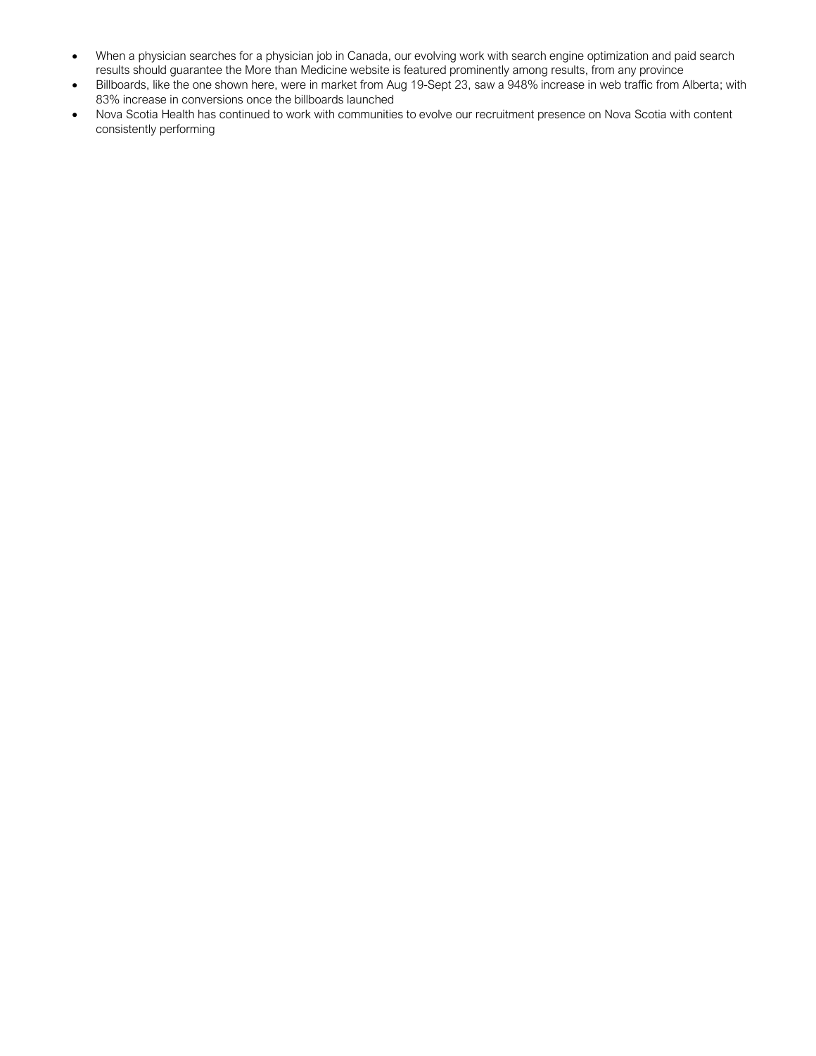- When a physician searches for a physician job in Canada, our evolving work with search engine optimization and paid search results should guarantee the More than Medicine website is featured prominently among results, from any province
- Billboards, like the one shown here, were in market from Aug 19-Sept 23, saw a 948% increase in web traffic from Alberta; with 83% increase in conversions once the billboards launched
- Nova Scotia Health has continued to work with communities to evolve our recruitment presence on Nova Scotia with content consistently performing